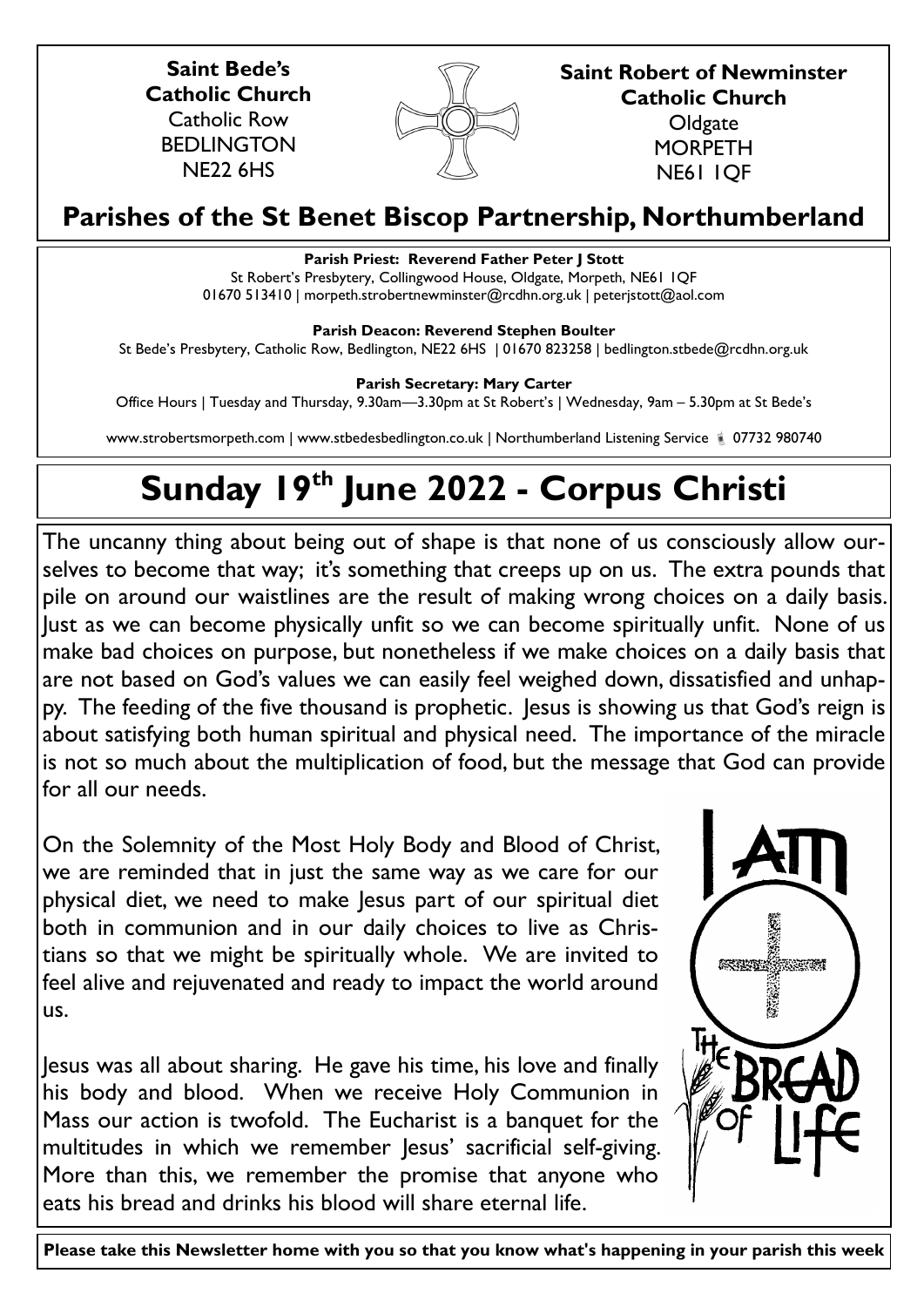**Saint Bede's Catholic Church**
Catholic Row
BEDLINGTON
NE22 6HS

**Saint Robert of Newminster Catholic Church**
Oldgate
MORPETH
NE61 1QF

## Parishes of the St Benet Biscop Partnership, Northumberland

**Parish Priest: Reverend Father Peter J Stott**
St Robert's Presbytery, Collingwood House, Oldgate, Morpeth, NE61 1QF
01670 513410 | morpeth.strobertnewminster@rcdhn.org.uk | peterjstott@aol.com

**Parish Deacon: Reverend Stephen Boulter**
St Bede's Presbytery, Catholic Row, Bedlington, NE22 6HS | 01670 823258 | bedlington.stbede@rcdhn.org.uk

**Parish Secretary: Mary Carter**
Office Hours | Tuesday and Thursday, 9.30am—3.30pm at St Robert's | Wednesday, 9am – 5.30pm at St Bede's

www.strobertsmorpeth.com | www.stbedesbedlington.co.uk | Northumberland Listening Service 07732 980740

# Sunday 19th June 2022 - Corpus Christi

The uncanny thing about being out of shape is that none of us consciously allow ourselves to become that way; it's something that creeps up on us. The extra pounds that pile on around our waistlines are the result of making wrong choices on a daily basis. Just as we can become physically unfit so we can become spiritually unfit. None of us make bad choices on purpose, but nonetheless if we make choices on a daily basis that are not based on God's values we can easily feel weighed down, dissatisfied and unhappy. The feeding of the five thousand is prophetic. Jesus is showing us that God's reign is about satisfying both human spiritual and physical need. The importance of the miracle is not so much about the multiplication of food, but the message that God can provide for all our needs.

On the Solemnity of the Most Holy Body and Blood of Christ, we are reminded that in just the same way as we care for our physical diet, we need to make Jesus part of our spiritual diet both in communion and in our daily choices to live as Christians so that we might be spiritually whole. We are invited to feel alive and rejuvenated and ready to impact the world around us.

Jesus was all about sharing. He gave his time, his love and finally his body and blood. When we receive Holy Communion in Mass our action is twofold. The Eucharist is a banquet for the multitudes in which we remember Jesus' sacrificial self-giving. More than this, we remember the promise that anyone who eats his bread and drinks his blood will share eternal life.

I AM THE BREAD OF LIFE

**Please take this Newsletter home with you so that you know what's happening in your parish this week**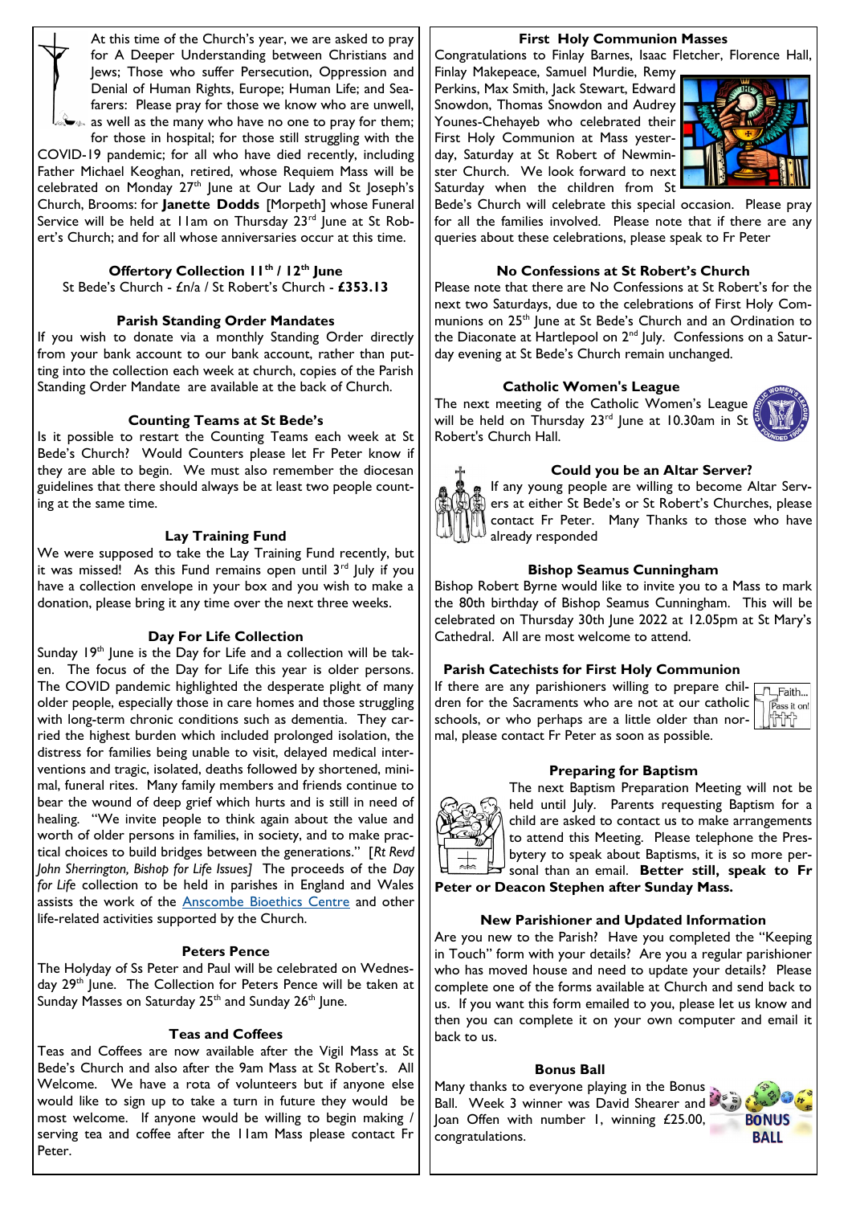At this time of the Church's year, we are asked to pray for A Deeper Understanding between Christians and Jews; Those who suffer Persecution, Oppression and Denial of Human Rights, Europe; Human Life; and Seafarers: Please pray for those we know who are unwell, as well as the many who have no one to pray for them; for those in hospital; for those still struggling with the COVID-19 pandemic; for all who have died recently, including Father Michael Keoghan, retired, whose Requiem Mass will be celebrated on Monday 27th June at Our Lady and St Joseph's Church, Brooms: for **Janette Dodds** [Morpeth] whose Funeral Service will be held at 11am on Thursday 23rd June at St Robert's Church; and for all whose anniversaries occur at this time.

### Offertory Collection 11th / 12th June

St Bede's Church - £n/a / St Robert's Church - **£353.13**

### Parish Standing Order Mandates

If you wish to donate via a monthly Standing Order directly from your bank account to our bank account, rather than putting into the collection each week at church, copies of the Parish Standing Order Mandate are available at the back of Church.

### Counting Teams at St Bede's

Is it possible to restart the Counting Teams each week at St Bede's Church? Would Counters please let Fr Peter know if they are able to begin. We must also remember the diocesan guidelines that there should always be at least two people counting at the same time.

### Lay Training Fund

We were supposed to take the Lay Training Fund recently, but it was missed! As this Fund remains open until 3rd July if you have a collection envelope in your box and you wish to make a donation, please bring it any time over the next three weeks.

### Day For Life Collection

Sunday 19th June is the Day for Life and a collection will be taken. The focus of the Day for Life this year is older persons. The COVID pandemic highlighted the desperate plight of many older people, especially those in care homes and those struggling with long-term chronic conditions such as dementia. They carried the highest burden which included prolonged isolation, the distress for families being unable to visit, delayed medical interventions and tragic, isolated, deaths followed by shortened, minimal, funeral rites. Many family members and friends continue to bear the wound of deep grief which hurts and is still in need of healing. "We invite people to think again about the value and worth of older persons in families, in society, and to make practical choices to build bridges between the generations." [*Rt Revd John Sherrington, Bishop for Life Issues]* The proceeds of the *Day for Life* collection to be held in parishes in England and Wales assists the work of the Anscombe Bioethics Centre and other life-related activities supported by the Church.

### Peters Pence

The Holyday of Ss Peter and Paul will be celebrated on Wednesday 29th June. The Collection for Peters Pence will be taken at Sunday Masses on Saturday 25th and Sunday 26th June.

### Teas and Coffees

Teas and Coffees are now available after the Vigil Mass at St Bede's Church and also after the 9am Mass at St Robert's. All Welcome. We have a rota of volunteers but if anyone else would like to sign up to take a turn in future they would be most welcome. If anyone would be willing to begin making / serving tea and coffee after the 11am Mass please contact Fr Peter.

### First Holy Communion Masses

Congratulations to Finlay Barnes, Isaac Fletcher, Florence Hall, Finlay Makepeace, Samuel Murdie, Remy Perkins, Max Smith, Jack Stewart, Edward Snowdon, Thomas Snowdon and Audrey Younes-Chehayeb who celebrated their First Holy Communion at Mass yesterday, Saturday at St Robert of Newminster Church. We look forward to next Saturday when the children from St Bede's Church will celebrate this special occasion. Please pray for all the families involved. Please note that if there are any queries about these celebrations, please speak to Fr Peter

### No Confessions at St Robert's Church

Please note that there are No Confessions at St Robert's for the next two Saturdays, due to the celebrations of First Holy Communions on 25th June at St Bede's Church and an Ordination to the Diaconate at Hartlepool on 2nd July. Confessions on a Saturday evening at St Bede's Church remain unchanged.

### Catholic Women's League

The next meeting of the Catholic Women's League will be held on Thursday 23rd June at 10.30am in St Robert's Church Hall.

### Could you be an Altar Server?

If any young people are willing to become Altar Servers at either St Bede's or St Robert's Churches, please contact Fr Peter. Many Thanks to those who have already responded

### Bishop Seamus Cunningham

Bishop Robert Byrne would like to invite you to a Mass to mark the 80th birthday of Bishop Seamus Cunningham. This will be celebrated on Thursday 30th June 2022 at 12.05pm at St Mary's Cathedral. All are most welcome to attend.

### Parish Catechists for First Holy Communion

If there are any parishioners willing to prepare children for the Sacraments who are not at our catholic schools, or who perhaps are a little older than normal, please contact Fr Peter as soon as possible.

### Preparing for Baptism

The next Baptism Preparation Meeting will not be held until July. Parents requesting Baptism for a child are asked to contact us to make arrangements to attend this Meeting. Please telephone the Presbytery to speak about Baptisms, it is so more personal than an email. **Better still, speak to Fr Peter or Deacon Stephen after Sunday Mass.**

### New Parishioner and Updated Information

Are you new to the Parish? Have you completed the "Keeping in Touch" form with your details? Are you a regular parishioner who has moved house and need to update your details? Please complete one of the forms available at Church and send back to us. If you want this form emailed to you, please let us know and then you can complete it on your own computer and email it back to us.

### Bonus Ball

Many thanks to everyone playing in the Bonus Ball. Week 3 winner was David Shearer and Joan Offen with number 1, winning £25.00, congratulations.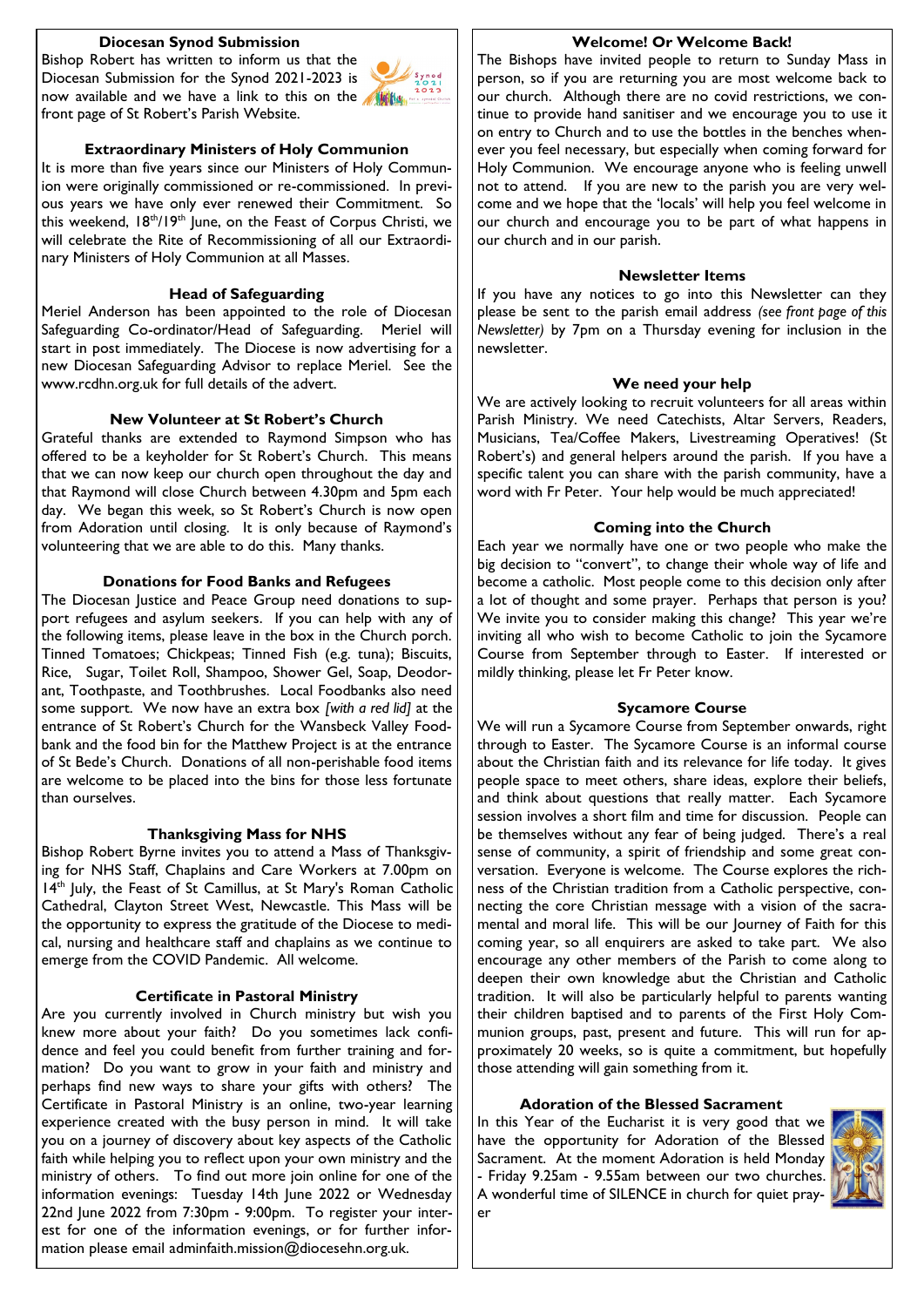## Diocesan Synod Submission

Bishop Robert has written to inform us that the Diocesan Submission for the Synod 2021-2023 is now available and we have a link to this on the front page of St Robert's Parish Website.

## Extraordinary Ministers of Holy Communion

It is more than five years since our Ministers of Holy Communion were originally commissioned or re-commissioned. In previous years we have only ever renewed their Commitment. So this weekend, 18th/19th June, on the Feast of Corpus Christi, we will celebrate the Rite of Recommissioning of all our Extraordinary Ministers of Holy Communion at all Masses.

## Head of Safeguarding

Meriel Anderson has been appointed to the role of Diocesan Safeguarding Co-ordinator/Head of Safeguarding. Meriel will start in post immediately. The Diocese is now advertising for a new Diocesan Safeguarding Advisor to replace Meriel. See the www.rcdhn.org.uk for full details of the advert.

## New Volunteer at St Robert's Church

Grateful thanks are extended to Raymond Simpson who has offered to be a keyholder for St Robert's Church. This means that we can now keep our church open throughout the day and that Raymond will close Church between 4.30pm and 5pm each day. We began this week, so St Robert's Church is now open from Adoration until closing. It is only because of Raymond's volunteering that we are able to do this. Many thanks.

## Donations for Food Banks and Refugees

The Diocesan Justice and Peace Group need donations to support refugees and asylum seekers. If you can help with any of the following items, please leave in the box in the Church porch. Tinned Tomatoes; Chickpeas; Tinned Fish (e.g. tuna); Biscuits, Rice, Sugar, Toilet Roll, Shampoo, Shower Gel, Soap, Deodorant, Toothpaste, and Toothbrushes. Local Foodbanks also need some support. We now have an extra box *[with a red lid]* at the entrance of St Robert's Church for the Wansbeck Valley Foodbank and the food bin for the Matthew Project is at the entrance of St Bede's Church. Donations of all non-perishable food items are welcome to be placed into the bins for those less fortunate than ourselves.

## Thanksgiving Mass for NHS

Bishop Robert Byrne invites you to attend a Mass of Thanksgiving for NHS Staff, Chaplains and Care Workers at 7.00pm on 14th July, the Feast of St Camillus, at St Mary's Roman Catholic Cathedral, Clayton Street West, Newcastle. This Mass will be the opportunity to express the gratitude of the Diocese to medical, nursing and healthcare staff and chaplains as we continue to emerge from the COVID Pandemic. All welcome.

## Certificate in Pastoral Ministry

Are you currently involved in Church ministry but wish you knew more about your faith? Do you sometimes lack confidence and feel you could benefit from further training and formation? Do you want to grow in your faith and ministry and perhaps find new ways to share your gifts with others? The Certificate in Pastoral Ministry is an online, two-year learning experience created with the busy person in mind. It will take you on a journey of discovery about key aspects of the Catholic faith while helping you to reflect upon your own ministry and the ministry of others. To find out more join online for one of the information evenings: Tuesday 14th June 2022 or Wednesday 22nd June 2022 from 7:30pm - 9:00pm. To register your interest for one of the information evenings, or for further information please email adminfaith.mission@diocesehn.org.uk.

## Welcome! Or Welcome Back!

The Bishops have invited people to return to Sunday Mass in person, so if you are returning you are most welcome back to our church. Although there are no covid restrictions, we continue to provide hand sanitiser and we encourage you to use it on entry to Church and to use the bottles in the benches whenever you feel necessary, but especially when coming forward for Holy Communion. We encourage anyone who is feeling unwell not to attend. If you are new to the parish you are very welcome and we hope that the 'locals' will help you feel welcome in our church and encourage you to be part of what happens in our church and in our parish.

## Newsletter Items

If you have any notices to go into this Newsletter can they please be sent to the parish email address *(see front page of this Newsletter)* by 7pm on a Thursday evening for inclusion in the newsletter.

## We need your help

We are actively looking to recruit volunteers for all areas within Parish Ministry. We need Catechists, Altar Servers, Readers, Musicians, Tea/Coffee Makers, Livestreaming Operatives! (St Robert's) and general helpers around the parish. If you have a specific talent you can share with the parish community, have a word with Fr Peter. Your help would be much appreciated!

## Coming into the Church

Each year we normally have one or two people who make the big decision to "convert", to change their whole way of life and become a catholic. Most people come to this decision only after a lot of thought and some prayer. Perhaps that person is you? We invite you to consider making this change? This year we're inviting all who wish to become Catholic to join the Sycamore Course from September through to Easter. If interested or mildly thinking, please let Fr Peter know.

## Sycamore Course

We will run a Sycamore Course from September onwards, right through to Easter. The Sycamore Course is an informal course about the Christian faith and its relevance for life today. It gives people space to meet others, share ideas, explore their beliefs, and think about questions that really matter. Each Sycamore session involves a short film and time for discussion. People can be themselves without any fear of being judged. There's a real sense of community, a spirit of friendship and some great conversation. Everyone is welcome. The Course explores the richness of the Christian tradition from a Catholic perspective, connecting the core Christian message with a vision of the sacramental and moral life. This will be our Journey of Faith for this coming year, so all enquirers are asked to take part. We also encourage any other members of the Parish to come along to deepen their own knowledge abut the Christian and Catholic tradition. It will also be particularly helpful to parents wanting their children baptised and to parents of the First Holy Communion groups, past, present and future. This will run for approximately 20 weeks, so is quite a commitment, but hopefully those attending will gain something from it.

## Adoration of the Blessed Sacrament

In this Year of the Eucharist it is very good that we have the opportunity for Adoration of the Blessed Sacrament. At the moment Adoration is held Monday - Friday 9.25am - 9.55am between our two churches. A wonderful time of SILENCE in church for quiet prayer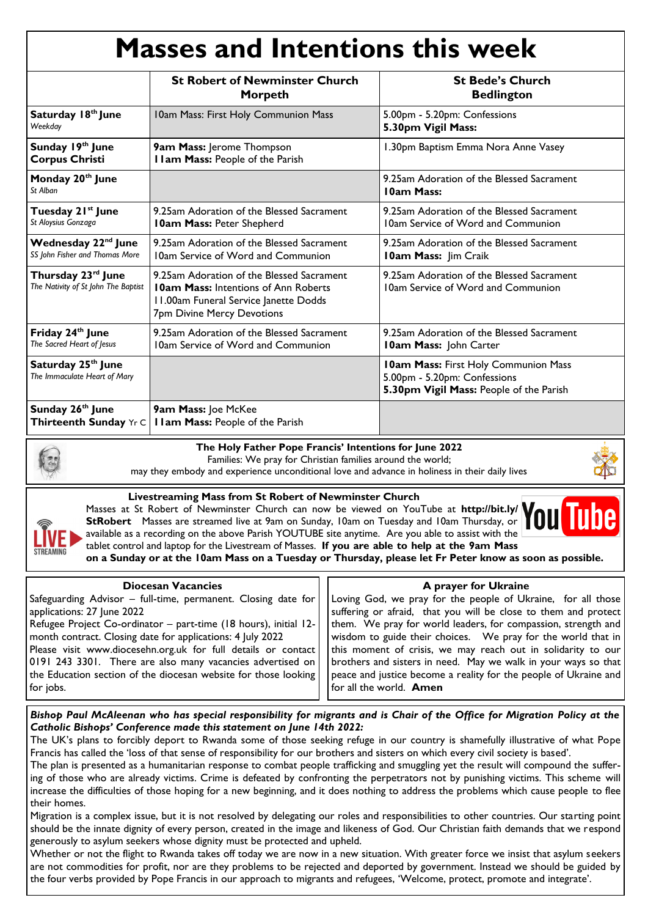# Masses and Intentions this week

| | St Robert of Newminster Church Morpeth | St Bede's Church Bedlington |
|---|---|---|
| **Saturday 18th June** *Weekday* | 10am Mass: First Holy Communion Mass | 5.00pm - 5.20pm: Confessions **5.30pm Vigil Mass:** |
| **Sunday 19th June Corpus Christi** | **9am Mass:** Jerome Thompson **11am Mass:** People of the Parish | 1.30pm Baptism Emma Nora Anne Vasey |
| **Monday 20th June** *St Alban* | | 9.25am Adoration of the Blessed Sacrament **10am Mass:** |
| **Tuesday 21st June** *St Aloysius Gonzaga* | 9.25am Adoration of the Blessed Sacrament **10am Mass:** Peter Shepherd | 9.25am Adoration of the Blessed Sacrament 10am Service of Word and Communion |
| **Wednesday 22nd June** *SS John Fisher and Thomas More* | 9.25am Adoration of the Blessed Sacrament 10am Service of Word and Communion | 9.25am Adoration of the Blessed Sacrament **10am Mass:** Jim Craik |
| **Thursday 23rd June** *The Nativity of St John The Baptist* | 9.25am Adoration of the Blessed Sacrament **10am Mass:** Intentions of Ann Roberts 11.00am Funeral Service Janette Dodds 7pm Divine Mercy Devotions | 9.25am Adoration of the Blessed Sacrament 10am Service of Word and Communion |
| **Friday 24th June** *The Sacred Heart of Jesus* | 9.25am Adoration of the Blessed Sacrament 10am Service of Word and Communion | 9.25am Adoration of the Blessed Sacrament **10am Mass:** John Carter |
| **Saturday 25th June** *The Immaculate Heart of Mary* | | **10am Mass:** First Holy Communion Mass 5.00pm - 5.20pm: Confessions **5.30pm Vigil Mass:** People of the Parish |
| **Sunday 26th June Thirteenth Sunday** Yr C | **9am Mass:** Joe McKee **11am Mass:** People of the Parish | |

**The Holy Father Pope Francis' Intentions for June 2022**
Families: We pray for Christian families around the world;
may they embody and experience unconditional love and advance in holiness in their daily lives

**Livestreaming Mass from St Robert of Newminster Church**

Masses at St Robert of Newminster Church can now be viewed on YouTube at **http://bit.ly/StRobert** Masses are streamed live at 9am on Sunday, 10am on Tuesday and 10am Thursday, or available as a recording on the above Parish YOUTUBE site anytime. Are you able to assist with the tablet control and laptop for the Livestream of Masses. **If you are able to help at the 9am Mass on a Sunday or at the 10am Mass on a Tuesday or Thursday, please let Fr Peter know as soon as possible.**

**Diocesan Vacancies**

Safeguarding Advisor – full-time, permanent. Closing date for applications: 27 June 2022
Refugee Project Co-ordinator – part-time (18 hours), initial 12-month contract. Closing date for applications: 4 July 2022
Please visit www.diocesehn.org.uk for full details or contact 0191 243 3301. There are also many vacancies advertised on the Education section of the diocesan website for those looking for jobs.

**A prayer for Ukraine**

Loving God, we pray for the people of Ukraine, for all those suffering or afraid, that you will be close to them and protect them. We pray for world leaders, for compassion, strength and wisdom to guide their choices. We pray for the world that in this moment of crisis, we may reach out in solidarity to our brothers and sisters in need. May we walk in your ways so that peace and justice become a reality for the people of Ukraine and for all the world. **Amen**

***Bishop Paul McAleenan who has special responsibility for migrants and is Chair of the Office for Migration Policy at the Catholic Bishops' Conference made this statement on June 14th 2022:***

The UK's plans to forcibly deport to Rwanda some of those seeking refuge in our country is shamefully illustrative of what Pope Francis has called the 'loss of that sense of responsibility for our brothers and sisters on which every civil society is based'.

The plan is presented as a humanitarian response to combat people trafficking and smuggling yet the result will compound the suffering of those who are already victims. Crime is defeated by confronting the perpetrators not by punishing victims. This scheme will increase the difficulties of those hoping for a new beginning, and it does nothing to address the problems which cause people to flee their homes.

Migration is a complex issue, but it is not resolved by delegating our roles and responsibilities to other countries. Our starting point should be the innate dignity of every person, created in the image and likeness of God. Our Christian faith demands that we respond generously to asylum seekers whose dignity must be protected and upheld.

Whether or not the flight to Rwanda takes off today we are now in a new situation. With greater force we insist that asylum seekers are not commodities for profit, nor are they problems to be rejected and deported by government. Instead we should be guided by the four verbs provided by Pope Francis in our approach to migrants and refugees, 'Welcome, protect, promote and integrate'.